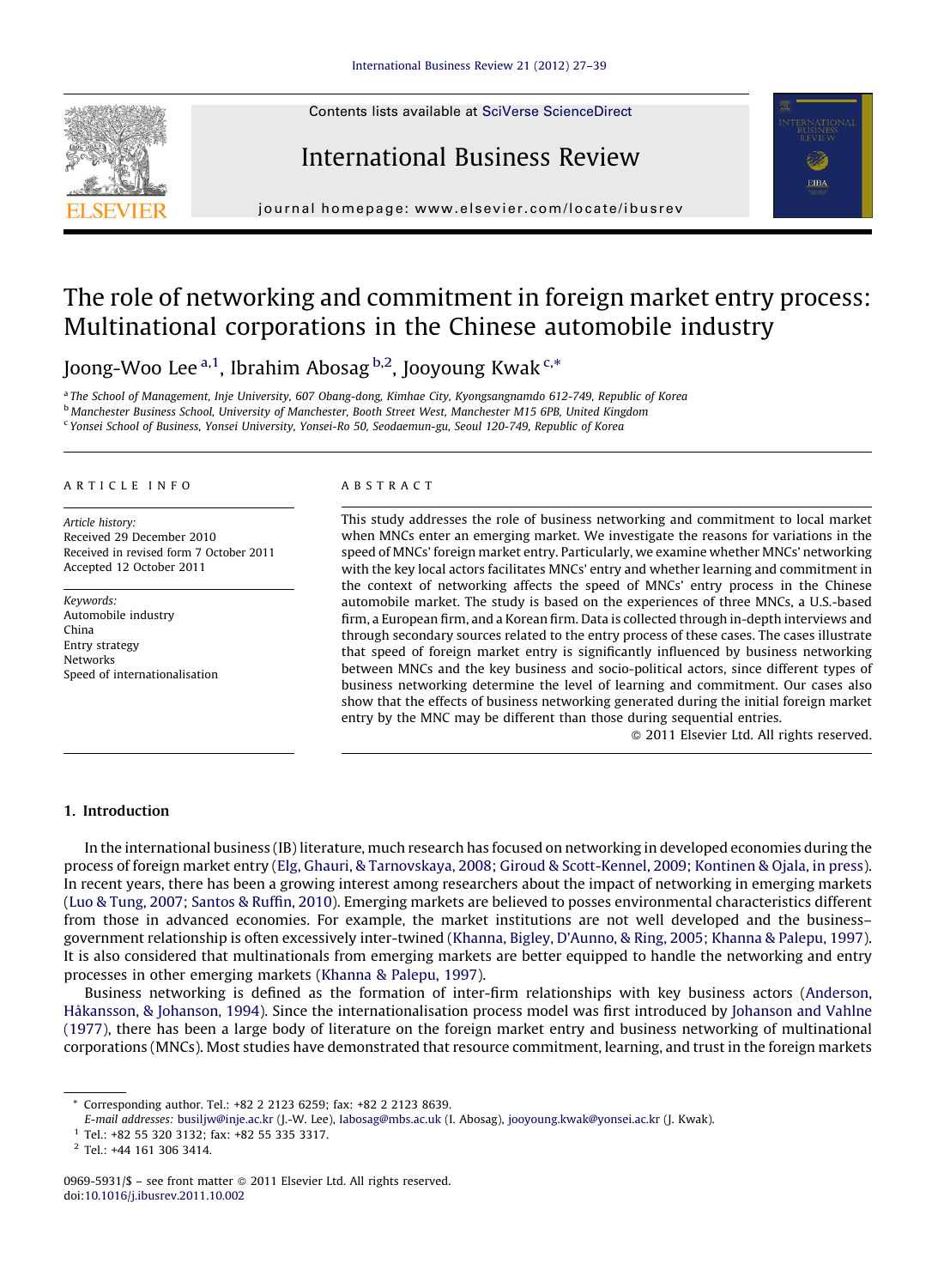# The role of networking and commitment in foreign market entry process: Multinational corporations in the Chinese automobile industry

Joong-Woo Lee [a,1], Ibrahim Abosag [b,2], Jooyoung Kwak [c,*]

[a] The School of Management, Inje University, 607 Obang-dong, Kimhae City, Kyongsangnamdo 612-749, Republic of Korea
[b] Manchester Business School, University of Manchester, Booth Street West, Manchester M15 6PB, United Kingdom
[c] Yonsei School of Business, Yonsei University, Yonsei-Ro 50, Seodaemun-gu, Seoul 120-749, Republic of Korea

ARTICLE INFO

*Article history:*
Received 29 December 2010
Received in revised form 7 October 2011
Accepted 12 October 2011

*Keywords:*
Automobile industry
China
Entry strategy
Networks
Speed of internationalisation

ABSTRACT

This study addresses the role of business networking and commitment to local market when MNCs enter an emerging market. We investigate the reasons for variations in the speed of MNCs' foreign market entry. Particularly, we examine whether MNCs' networking with the key local actors facilitates MNCs' entry and whether learning and commitment in the context of networking affects the speed of MNCs' entry process in the Chinese automobile market. The study is based on the experiences of three MNCs, a U.S.-based firm, a European firm, and a Korean firm. Data is collected through in-depth interviews and through secondary sources related to the entry process of these cases. The cases illustrate that speed of foreign market entry is significantly influenced by business networking between MNCs and the key business and socio-political actors, since different types of business networking determine the level of learning and commitment. Our cases also show that the effects of business networking generated during the initial foreign market entry by the MNC may be different than those during sequential entries.

© 2011 Elsevier Ltd. All rights reserved.

## 1. Introduction

In the international business (IB) literature, much research has focused on networking in developed economies during the process of foreign market entry (Elg, Ghauri, & Tarnovskaya, 2008; Giroud & Scott-Kennel, 2009; Kontinen & Ojala, in press). In recent years, there has been a growing interest among researchers about the impact of networking in emerging markets (Luo & Tung, 2007; Santos & Ruffin, 2010). Emerging markets are believed to posses environmental characteristics different from those in advanced economies. For example, the market institutions are not well developed and the business–government relationship is often excessively inter-twined (Khanna, Bigley, D'Aunno, & Ring, 2005; Khanna & Palepu, 1997). It is also considered that multinationals from emerging markets are better equipped to handle the networking and entry processes in other emerging markets (Khanna & Palepu, 1997).

Business networking is defined as the formation of inter-firm relationships with key business actors (Anderson, Håkansson, & Johanson, 1994). Since the internationalisation process model was first introduced by Johanson and Vahlne (1977), there has been a large body of literature on the foreign market entry and business networking of multinational corporations (MNCs). Most studies have demonstrated that resource commitment, learning, and trust in the foreign markets

---

* Corresponding author. Tel.: +82 2 2123 6259; fax: +82 2 2123 8639.
*E-mail addresses:* busiljw@inje.ac.kr (J.-W. Lee), Iabosag@mbs.ac.uk (I. Abosag), jooyoung.kwak@yonsei.ac.kr (J. Kwak).
[1] Tel.: +82 55 320 3132; fax: +82 55 335 3317.
[2] Tel.: +44 161 306 3414.

0969-5931/$ – see front matter © 2011 Elsevier Ltd. All rights reserved.
doi:10.1016/j.ibusrev.2011.10.002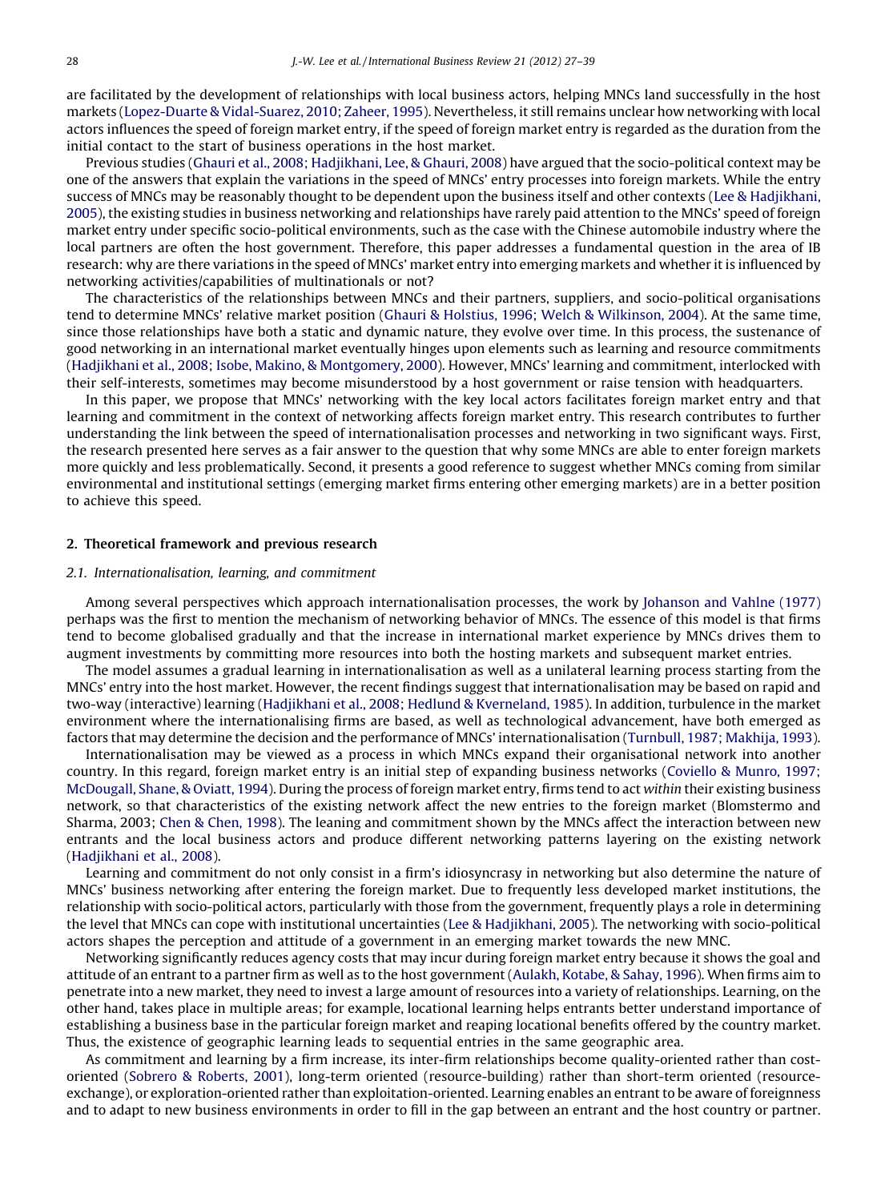are facilitated by the development of relationships with local business actors, helping MNCs land successfully in the host markets (Lopez-Duarte & Vidal-Suarez, 2010; Zaheer, 1995). Nevertheless, it still remains unclear how networking with local actors influences the speed of foreign market entry, if the speed of foreign market entry is regarded as the duration from the initial contact to the start of business operations in the host market.

Previous studies (Ghauri et al., 2008; Hadjikhani, Lee, & Ghauri, 2008) have argued that the socio-political context may be one of the answers that explain the variations in the speed of MNCs' entry processes into foreign markets. While the entry success of MNCs may be reasonably thought to be dependent upon the business itself and other contexts (Lee & Hadjikhani, 2005), the existing studies in business networking and relationships have rarely paid attention to the MNCs' speed of foreign market entry under specific socio-political environments, such as the case with the Chinese automobile industry where the local partners are often the host government. Therefore, this paper addresses a fundamental question in the area of IB research: why are there variations in the speed of MNCs' market entry into emerging markets and whether it is influenced by networking activities/capabilities of multinationals or not?

The characteristics of the relationships between MNCs and their partners, suppliers, and socio-political organisations tend to determine MNCs' relative market position (Ghauri & Holstius, 1996; Welch & Wilkinson, 2004). At the same time, since those relationships have both a static and dynamic nature, they evolve over time. In this process, the sustenance of good networking in an international market eventually hinges upon elements such as learning and resource commitments (Hadjikhani et al., 2008; Isobe, Makino, & Montgomery, 2000). However, MNCs' learning and commitment, interlocked with their self-interests, sometimes may become misunderstood by a host government or raise tension with headquarters.

In this paper, we propose that MNCs' networking with the key local actors facilitates foreign market entry and that learning and commitment in the context of networking affects foreign market entry. This research contributes to further understanding the link between the speed of internationalisation processes and networking in two significant ways. First, the research presented here serves as a fair answer to the question that why some MNCs are able to enter foreign markets more quickly and less problematically. Second, it presents a good reference to suggest whether MNCs coming from similar environmental and institutional settings (emerging market firms entering other emerging markets) are in a better position to achieve this speed.

## 2. Theoretical framework and previous research

### 2.1. Internationalisation, learning, and commitment

Among several perspectives which approach internationalisation processes, the work by Johanson and Vahlne (1977) perhaps was the first to mention the mechanism of networking behavior of MNCs. The essence of this model is that firms tend to become globalised gradually and that the increase in international market experience by MNCs drives them to augment investments by committing more resources into both the hosting markets and subsequent market entries.

The model assumes a gradual learning in internationalisation as well as a unilateral learning process starting from the MNCs' entry into the host market. However, the recent findings suggest that internationalisation may be based on rapid and two-way (interactive) learning (Hadjikhani et al., 2008; Hedlund & Kverneland, 1985). In addition, turbulence in the market environment where the internationalising firms are based, as well as technological advancement, have both emerged as factors that may determine the decision and the performance of MNCs' internationalisation (Turnbull, 1987; Makhija, 1993).

Internationalisation may be viewed as a process in which MNCs expand their organisational network into another country. In this regard, foreign market entry is an initial step of expanding business networks (Coviello & Munro, 1997; McDougall, Shane, & Oviatt, 1994). During the process of foreign market entry, firms tend to act *within* their existing business network, so that characteristics of the existing network affect the new entries to the foreign market (Blomstermo and Sharma, 2003; Chen & Chen, 1998). The leaning and commitment shown by the MNCs affect the interaction between new entrants and the local business actors and produce different networking patterns layering on the existing network (Hadjikhani et al., 2008).

Learning and commitment do not only consist in a firm's idiosyncrasy in networking but also determine the nature of MNCs' business networking after entering the foreign market. Due to frequently less developed market institutions, the relationship with socio-political actors, particularly with those from the government, frequently plays a role in determining the level that MNCs can cope with institutional uncertainties (Lee & Hadjikhani, 2005). The networking with socio-political actors shapes the perception and attitude of a government in an emerging market towards the new MNC.

Networking significantly reduces agency costs that may incur during foreign market entry because it shows the goal and attitude of an entrant to a partner firm as well as to the host government (Aulakh, Kotabe, & Sahay, 1996). When firms aim to penetrate into a new market, they need to invest a large amount of resources into a variety of relationships. Learning, on the other hand, takes place in multiple areas; for example, locational learning helps entrants better understand importance of establishing a business base in the particular foreign market and reaping locational benefits offered by the country market. Thus, the existence of geographic learning leads to sequential entries in the same geographic area.

As commitment and learning by a firm increase, its inter-firm relationships become quality-oriented rather than cost-oriented (Sobrero & Roberts, 2001), long-term oriented (resource-building) rather than short-term oriented (resource-exchange), or exploration-oriented rather than exploitation-oriented. Learning enables an entrant to be aware of foreignness and to adapt to new business environments in order to fill in the gap between an entrant and the host country or partner.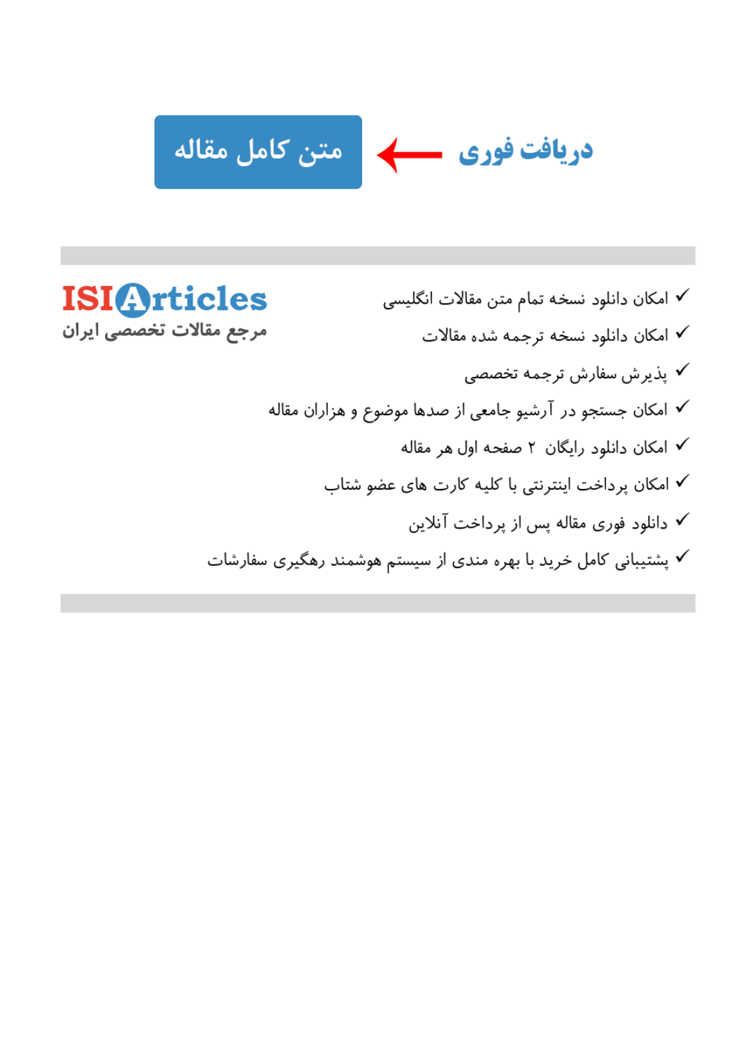دریافت فوری ← **متن کامل مقاله**

**ISIArticles**
مرجع مقالات تخصصی ایران

- ✓ امکان دانلود نسخه تمام متن مقالات انگلیسی
- ✓ امکان دانلود نسخه ترجمه شده مقالات
- ✓ پذیرش سفارش ترجمه تخصصی
- ✓ امکان جستجو در آرشیو جامعی از صدها موضوع و هزاران مقاله
- ✓ امکان دانلود رایگان ۲ صفحه اول هر مقاله
- ✓ امکان پرداخت اینترنتی با کلیه کارت های عضو شتاب
- ✓ دانلود فوری مقاله پس از پرداخت آنلاین
- ✓ پشتیبانی کامل خرید با بهره مندی از سیستم هوشمند رهگیری سفارشات